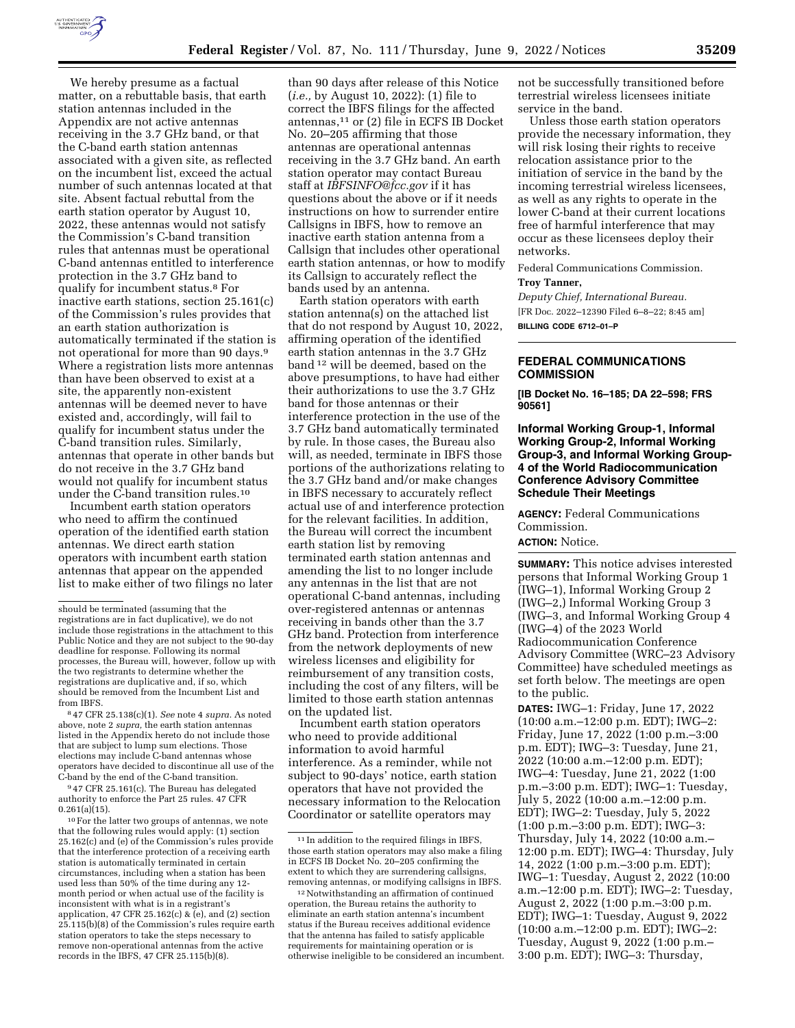We hereby presume as a factual matter, on a rebuttable basis, that earth station antennas included in the Appendix are not active antennas receiving in the 3.7 GHz band, or that the C-band earth station antennas associated with a given site, as reflected on the incumbent list, exceed the actual number of such antennas located at that site. Absent factual rebuttal from the earth station operator by August 10, 2022, these antennas would not satisfy the Commission's C-band transition rules that antennas must be operational C-band antennas entitled to interference protection in the 3.7 GHz band to qualify for incumbent status.[8] For inactive earth stations, section 25.161(c) of the Commission's rules provides that an earth station authorization is automatically terminated if the station is not operational for more than 90 days.[9] Where a registration lists more antennas than have been observed to exist at a site, the apparently non-existent antennas will be deemed never to have existed and, accordingly, will fail to qualify for incumbent status under the C-band transition rules. Similarly, antennas that operate in other bands but do not receive in the 3.7 GHz band would not qualify for incumbent status under the C-band transition rules.[10]

Incumbent earth station operators who need to affirm the continued operation of the identified earth station antennas. We direct earth station operators with incumbent earth station antennas that appear on the appended list to make either of two filings no later than 90 days after release of this Notice (*i.e.,* by August 10, 2022): (1) file to correct the IBFS filings for the affected antennas,[11] or (2) file in ECFS IB Docket No. 20–205 affirming that those antennas are operational antennas receiving in the 3.7 GHz band. An earth station operator may contact Bureau staff at *IBFSINFO@fcc.gov* if it has questions about the above or if it needs instructions on how to surrender entire Callsigns in IBFS, how to remove an inactive earth station antenna from a Callsign that includes other operational earth station antennas, or how to modify its Callsign to accurately reflect the bands used by an antenna.

Earth station operators with earth station antenna(s) on the attached list that do not respond by August 10, 2022, affirming operation of the identified earth station antennas in the 3.7 GHz band[12] will be deemed, based on the above presumptions, to have had either their authorizations to use the 3.7 GHz band for those antennas or their interference protection in the use of the 3.7 GHz band automatically terminated by rule. In those cases, the Bureau also will, as needed, terminate in IBFS those portions of the authorizations relating to the 3.7 GHz band and/or make changes in IBFS necessary to accurately reflect actual use of and interference protection for the relevant facilities. In addition, the Bureau will correct the incumbent earth station list by removing terminated earth station antennas and amending the list to no longer include any antennas in the list that are not operational C-band antennas, including over-registered antennas or antennas receiving in bands other than the 3.7 GHz band. Protection from interference from the network deployments of new wireless licenses and eligibility for reimbursement of any transition costs, including the cost of any filters, will be limited to those earth station antennas on the updated list.

Incumbent earth station operators who need to provide additional information to avoid harmful interference. As a reminder, while not subject to 90-days' notice, earth station operators that have not provided the necessary information to the Relocation Coordinator or satellite operators may not be successfully transitioned before terrestrial wireless licensees initiate service in the band.

Unless those earth station operators provide the necessary information, they will risk losing their rights to receive relocation assistance prior to the initiation of service in the band by the incoming terrestrial wireless licensees, as well as any rights to operate in the lower C-band at their current locations free of harmful interference that may occur as these licensees deploy their networks.

Federal Communications Commission.

**Troy Tanner,**

*Deputy Chief, International Bureau.*

[FR Doc. 2022–12390 Filed 6–8–22; 8:45 am]

**BILLING CODE 6712–01–P**

---

should be terminated (assuming that the registrations are in fact duplicative), we do not include those registrations in the attachment to this Public Notice and they are not subject to the 90-day deadline for response. Following its normal processes, the Bureau will, however, follow up with the two registrants to determine whether the registrations are duplicative and, if so, which should be removed from the Incumbent List and from IBFS.

[8] 47 CFR 25.138(c)(1). *See* note 4 *supra.* As noted above, note 2 *supra,* the earth station antennas listed in the Appendix hereto do not include those that are subject to lump sum elections. Those elections may include C-band antennas whose operators have decided to discontinue all use of the C-band by the end of the C-band transition.

[9] 47 CFR 25.161(c). The Bureau has delegated authority to enforce the Part 25 rules. 47 CFR 0.261(a)(15).

[10] For the latter two groups of antennas, we note that the following rules would apply: (1) section 25.162(c) and (e) of the Commission's rules provide that the interference protection of a receiving earth station is automatically terminated in certain circumstances, including when a station has been used less than 50% of the time during any 12-month period or when actual use of the facility is inconsistent with what is in a registrant's application, 47 CFR 25.162(c) & (e), and (2) section 25.115(b)(8) of the Commission's rules require earth station operators to take the steps necessary to remove non-operational antennas from the active records in the IBFS, 47 CFR 25.115(b)(8).

[11] In addition to the required filings in IBFS, those earth station operators may also make a filing in ECFS IB Docket No. 20–205 confirming the extent to which they are surrendering callsigns, removing antennas, or modifying callsigns in IBFS.

[12] Notwithstanding an affirmation of continued operation, the Bureau retains the authority to eliminate an earth station antenna's incumbent status if the Bureau receives additional evidence that the antenna has failed to satisfy applicable requirements for maintaining operation or is otherwise ineligible to be considered an incumbent.

---

## FEDERAL COMMUNICATIONS COMMISSION

**[IB Docket No. 16–185; DA 22–598; FRS 90561]**

### Informal Working Group-1, Informal Working Group-2, Informal Working Group-3, and Informal Working Group-4 of the World Radiocommunication Conference Advisory Committee Schedule Their Meetings

**AGENCY:** Federal Communications Commission.

**ACTION:** Notice.

**SUMMARY:** This notice advises interested persons that Informal Working Group 1 (IWG–1), Informal Working Group 2 (IWG–2,) Informal Working Group 3 (IWG–3, and Informal Working Group 4 (IWG–4) of the 2023 World Radiocommunication Conference Advisory Committee (WRC–23 Advisory Committee) have scheduled meetings as set forth below. The meetings are open to the public.

**DATES:** IWG–1: Friday, June 17, 2022 (10:00 a.m.–12:00 p.m. EDT); IWG–2: Friday, June 17, 2022 (1:00 p.m.–3:00 p.m. EDT); IWG–3: Tuesday, June 21, 2022 (10:00 a.m.–12:00 p.m. EDT); IWG–4: Tuesday, June 21, 2022 (1:00 p.m.–3:00 p.m. EDT); IWG–1: Tuesday, July 5, 2022 (10:00 a.m.–12:00 p.m. EDT); IWG–2: Tuesday, July 5, 2022 (1:00 p.m.–3:00 p.m. EDT); IWG–3: Thursday, July 14, 2022 (10:00 a.m.–12:00 p.m. EDT); IWG–4: Thursday, July 14, 2022 (1:00 p.m.–3:00 p.m. EDT); IWG–1: Tuesday, August 2, 2022 (10:00 a.m.–12:00 p.m. EDT); IWG–2: Tuesday, August 2, 2022 (1:00 p.m.–3:00 p.m. EDT); IWG–1: Tuesday, August 9, 2022 (10:00 a.m.–12:00 p.m. EDT); IWG–2: Tuesday, August 9, 2022 (1:00 p.m.–3:00 p.m. EDT); IWG–3: Thursday,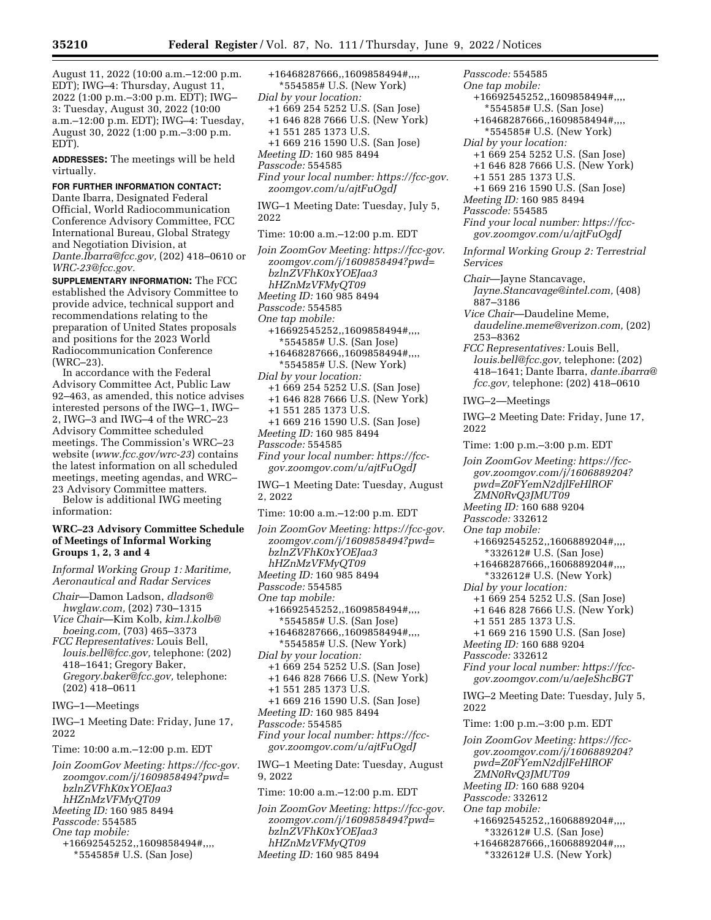August 11, 2022 (10:00 a.m.–12:00 p.m. EDT); IWG–4: Thursday, August 11, 2022 (1:00 p.m.–3:00 p.m. EDT); IWG–3: Tuesday, August 30, 2022 (10:00 a.m.–12:00 p.m. EDT); IWG–4: Tuesday, August 30, 2022 (1:00 p.m.–3:00 p.m. EDT).

**ADDRESSES:** The meetings will be held virtually.

**FOR FURTHER INFORMATION CONTACT:** Dante Ibarra, Designated Federal Official, World Radiocommunication Conference Advisory Committee, FCC International Bureau, Global Strategy and Negotiation Division, at *Dante.Ibarra@fcc.gov,* (202) 418–0610 or *WRC-23@fcc.gov.*

**SUPPLEMENTARY INFORMATION:** The FCC established the Advisory Committee to provide advice, technical support and recommendations relating to the preparation of United States proposals and positions for the 2023 World Radiocommunication Conference (WRC–23).

In accordance with the Federal Advisory Committee Act, Public Law 92–463, as amended, this notice advises interested persons of the IWG–1, IWG–2, IWG–3 and IWG–4 of the WRC–23 Advisory Committee scheduled meetings. The Commission's WRC–23 website (*www.fcc.gov/wrc-23*) contains the latest information on all scheduled meetings, meeting agendas, and WRC–23 Advisory Committee matters.

Below is additional IWG meeting information:

**WRC–23 Advisory Committee Schedule of Meetings of Informal Working Groups 1, 2, 3 and 4**

*Informal Working Group 1: Maritime, Aeronautical and Radar Services*

*Chair*—Damon Ladson, *dladson@hwglaw.com,* (202) 730–1315
*Vice Chair*—Kim Kolb, *kim.l.kolb@boeing.com,* (703) 465–3373
*FCC Representatives:* Louis Bell, *louis.bell@fcc.gov,* telephone: (202) 418–1641; Gregory Baker, *Gregory.baker@fcc.gov,* telephone: (202) 418–0611

IWG–1—Meetings

IWG–1 Meeting Date: Friday, June 17, 2022

Time: 10:00 a.m.–12:00 p.m. EDT

*Join ZoomGov Meeting: https://fcc-gov.zoomgov.com/j/1609858494?pwd=bzlnZVFhK0xYOEJaa3hHZnMzVFMyQT09*
*Meeting ID:* 160 985 8494
*Passcode:* 554585
*One tap mobile:*
+16692545252,,1609858494#,,,,*554585# U.S. (San Jose)
+16468287666,,1609858494#,,,,*554585# U.S. (New York)
*Dial by your location:*
+1 669 254 5252 U.S. (San Jose)
+1 646 828 7666 U.S. (New York)
+1 551 285 1373 U.S.
+1 669 216 1590 U.S. (San Jose)
*Meeting ID:* 160 985 8494
*Passcode:* 554585
*Find your local number: https://fcc-gov.zoomgov.com/u/ajtFuOgdJ*

IWG–1 Meeting Date: Tuesday, July 5, 2022

Time: 10:00 a.m.–12:00 p.m. EDT

*Join ZoomGov Meeting: https://fcc-gov.zoomgov.com/j/1609858494?pwd=bzlnZVFhK0xYOEJaa3hHZnMzVFMyQT09*
*Meeting ID:* 160 985 8494
*Passcode:* 554585
*One tap mobile:*
+16692545252,,1609858494#,,,,*554585# U.S. (San Jose)
+16468287666,,1609858494#,,,,*554585# U.S. (New York)
*Dial by your location:*
+1 669 254 5252 U.S. (San Jose)
+1 646 828 7666 U.S. (New York)
+1 551 285 1373 U.S.
+1 669 216 1590 U.S. (San Jose)
*Meeting ID:* 160 985 8494
*Passcode:* 554585
*Find your local number: https://fcc-gov.zoomgov.com/u/ajtFuOgdJ*

IWG–1 Meeting Date: Tuesday, August 2, 2022

Time: 10:00 a.m.–12:00 p.m. EDT

*Join ZoomGov Meeting: https://fcc-gov.zoomgov.com/j/1609858494?pwd=bzlnZVFhK0xYOEJaa3hHZnMzVFMyQT09*
*Meeting ID:* 160 985 8494
*Passcode:* 554585
*One tap mobile:*
+16692545252,,1609858494#,,,,*554585# U.S. (San Jose)
+16468287666,,1609858494#,,,,*554585# U.S. (New York)
*Dial by your location:*
+1 669 254 5252 U.S. (San Jose)
+1 646 828 7666 U.S. (New York)
+1 551 285 1373 U.S.
+1 669 216 1590 U.S. (San Jose)
*Meeting ID:* 160 985 8494
*Passcode:* 554585
*Find your local number: https://fcc-gov.zoomgov.com/u/ajtFuOgdJ*

IWG–1 Meeting Date: Tuesday, August 9, 2022

Time: 10:00 a.m.–12:00 p.m. EDT

*Join ZoomGov Meeting: https://fcc-gov.zoomgov.com/j/1609858494?pwd=bzlnZVFhK0xYOEJaa3hHZnMzVFMyQT09*
*Meeting ID:* 160 985 8494
*Passcode:* 554585
*One tap mobile:*
+16692545252,,1609858494#,,,,*554585# U.S. (San Jose)
+16468287666,,1609858494#,,,,*554585# U.S. (New York)
*Dial by your location:*
+1 669 254 5252 U.S. (San Jose)
+1 646 828 7666 U.S. (New York)
+1 551 285 1373 U.S.
+1 669 216 1590 U.S. (San Jose)
*Meeting ID:* 160 985 8494
*Passcode:* 554585
*Find your local number: https://fcc-gov.zoomgov.com/u/ajtFuOgdJ*

*Informal Working Group 2: Terrestrial Services*

*Chair*—Jayne Stancavage, *Jayne.Stancavage@intel.com,* (408) 887–3186
*Vice Chair*—Daudeline Meme, *daudeline.meme@verizon.com,* (202) 253–8362
*FCC Representatives:* Louis Bell, *louis.bell@fcc.gov,* telephone: (202) 418–1641; Dante Ibarra, *dante.ibarra@fcc.gov,* telephone: (202) 418–0610

IWG–2—Meetings

IWG–2 Meeting Date: Friday, June 17, 2022

Time: 1:00 p.m.–3:00 p.m. EDT

*Join ZoomGov Meeting: https://fcc-gov.zoomgov.com/j/1606889204?pwd=Z0FYemN2djlFeHlROFZMN0RvQ3JMUT09*
*Meeting ID:* 160 688 9204
*Passcode:* 332612
*One tap mobile:*
+16692545252,,1606889204#,,,,*332612# U.S. (San Jose)
+16468287666,,1606889204#,,,,*332612# U.S. (New York)
*Dial by your location:*
+1 669 254 5252 U.S. (San Jose)
+1 646 828 7666 U.S. (New York)
+1 551 285 1373 U.S.
+1 669 216 1590 U.S. (San Jose)
*Meeting ID:* 160 688 9204
*Passcode:* 332612
*Find your local number: https://fcc-gov.zoomgov.com/u/aeJeShcBGT*

IWG–2 Meeting Date: Tuesday, July 5, 2022

Time: 1:00 p.m.–3:00 p.m. EDT

*Join ZoomGov Meeting: https://fcc-gov.zoomgov.com/j/1606889204?pwd=Z0FYemN2djlFeHlROFZMN0RvQ3JMUT09*
*Meeting ID:* 160 688 9204
*Passcode:* 332612
*One tap mobile:*
+16692545252,,1606889204#,,,,*332612# U.S. (San Jose)
+16468287666,,1606889204#,,,,*332612# U.S. (New York)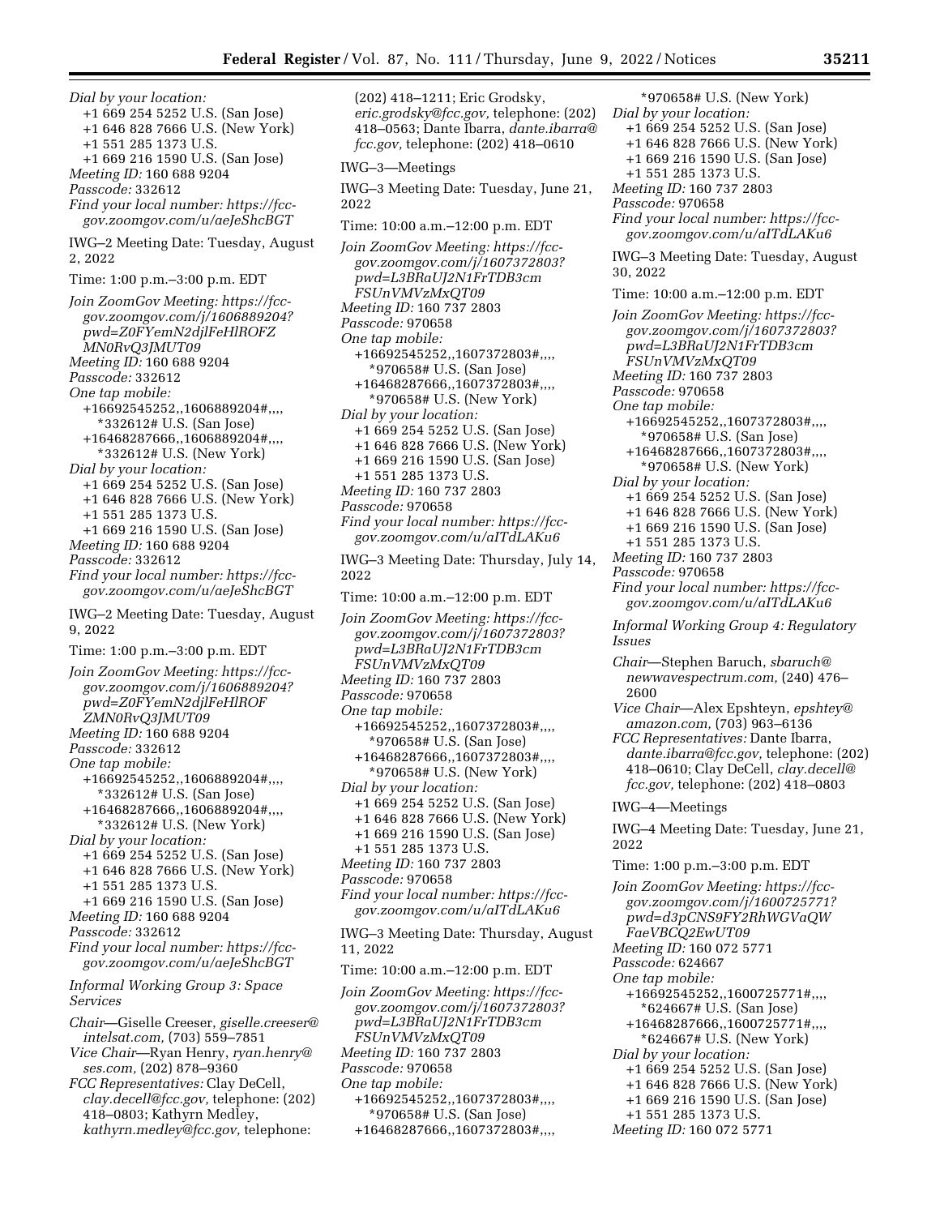*Dial by your location:*
+1 669 254 5252 U.S. (San Jose)
+1 646 828 7666 U.S. (New York)
+1 551 285 1373 U.S.
+1 669 216 1590 U.S. (San Jose)
*Meeting ID:* 160 688 9204
*Passcode:* 332612
*Find your local number: https://fcc-gov.zoomgov.com/u/aeJeShcBGT*

IWG–2 Meeting Date: Tuesday, August 2, 2022

Time: 1:00 p.m.–3:00 p.m. EDT

*Join ZoomGov Meeting: https://fcc-gov.zoomgov.com/j/1606889204?pwd=Z0FYemN2djlFeHlROFZMN0RvQ3JMUT09*
*Meeting ID:* 160 688 9204
*Passcode:* 332612
*One tap mobile:*
+16692545252,,1606889204#,,,,*332612# U.S. (San Jose)
+16468287666,,1606889204#,,,,*332612# U.S. (New York)
*Dial by your location:*
+1 669 254 5252 U.S. (San Jose)
+1 646 828 7666 U.S. (New York)
+1 551 285 1373 U.S.
+1 669 216 1590 U.S. (San Jose)
*Meeting ID:* 160 688 9204
*Passcode:* 332612
*Find your local number: https://fcc-gov.zoomgov.com/u/aeJeShcBGT*

IWG–2 Meeting Date: Tuesday, August 9, 2022

Time: 1:00 p.m.–3:00 p.m. EDT

*Join ZoomGov Meeting: https://fcc-gov.zoomgov.com/j/1606889204?pwd=Z0FYemN2djlFeHlROFZMN0RvQ3JMUT09*
*Meeting ID:* 160 688 9204
*Passcode:* 332612
*One tap mobile:*
+16692545252,,1606889204#,,,,*332612# U.S. (San Jose)
+16468287666,,1606889204#,,,,*332612# U.S. (New York)
*Dial by your location:*
+1 669 254 5252 U.S. (San Jose)
+1 646 828 7666 U.S. (New York)
+1 551 285 1373 U.S.
+1 669 216 1590 U.S. (San Jose)
*Meeting ID:* 160 688 9204
*Passcode:* 332612
*Find your local number: https://fcc-gov.zoomgov.com/u/aeJeShcBGT*

*Informal Working Group 3: Space Services*

*Chair*—Giselle Creeser, *giselle.creeser@intelsat.com,* (703) 559–7851
*Vice Chair*—Ryan Henry, *ryan.henry@ses.com,* (202) 878–9360
*FCC Representatives:* Clay DeCell, *clay.decell@fcc.gov,* telephone: (202) 418–0803; Kathyrn Medley, *kathyrn.medley@fcc.gov,* telephone: (202) 418–1211; Eric Grodsky, *eric.grodsky@fcc.gov,* telephone: (202) 418–0563; Dante Ibarra, *dante.ibarra@fcc.gov,* telephone: (202) 418–0610

IWG–3—Meetings

IWG–3 Meeting Date: Tuesday, June 21, 2022

Time: 10:00 a.m.–12:00 p.m. EDT

*Join ZoomGov Meeting: https://fcc-gov.zoomgov.com/j/1607372803?pwd=L3BRaUJ2N1FrTDB3cmFSUnVMVzMxQT09*
*Meeting ID:* 160 737 2803
*Passcode:* 970658
*One tap mobile:*
+16692545252,,1607372803#,,,,*970658# U.S. (San Jose)
+16468287666,,1607372803#,,,,*970658# U.S. (New York)
*Dial by your location:*
+1 669 254 5252 U.S. (San Jose)
+1 646 828 7666 U.S. (New York)
+1 669 216 1590 U.S. (San Jose)
+1 551 285 1373 U.S.
*Meeting ID:* 160 737 2803
*Passcode:* 970658
*Find your local number: https://fcc-gov.zoomgov.com/u/aITdLAKu6*

IWG–3 Meeting Date: Thursday, July 14, 2022

Time: 10:00 a.m.–12:00 p.m. EDT

*Join ZoomGov Meeting: https://fcc-gov.zoomgov.com/j/1607372803?pwd=L3BRaUJ2N1FrTDB3cmFSUnVMVzMxQT09*
*Meeting ID:* 160 737 2803
*Passcode:* 970658
*One tap mobile:*
+16692545252,,1607372803#,,,,*970658# U.S. (San Jose)
+16468287666,,1607372803#,,,,*970658# U.S. (New York)
*Dial by your location:*
+1 669 254 5252 U.S. (San Jose)
+1 646 828 7666 U.S. (New York)
+1 669 216 1590 U.S. (San Jose)
+1 551 285 1373 U.S.
*Meeting ID:* 160 737 2803
*Passcode:* 970658
*Find your local number: https://fcc-gov.zoomgov.com/u/aITdLAKu6*

IWG–3 Meeting Date: Thursday, August 11, 2022

Time: 10:00 a.m.–12:00 p.m. EDT

*Join ZoomGov Meeting: https://fcc-gov.zoomgov.com/j/1607372803?pwd=L3BRaUJ2N1FrTDB3cmFSUnVMVzMxQT09*
*Meeting ID:* 160 737 2803
*Passcode:* 970658
*One tap mobile:*
+16692545252,,1607372803#,,,,*970658# U.S. (San Jose)
+16468287666,,1607372803#,,,,*970658# U.S. (New York)
*Dial by your location:*
+1 669 254 5252 U.S. (San Jose)
+1 646 828 7666 U.S. (New York)
+1 669 216 1590 U.S. (San Jose)
+1 551 285 1373 U.S.
*Meeting ID:* 160 737 2803
*Passcode:* 970658
*Find your local number: https://fcc-gov.zoomgov.com/u/aITdLAKu6*

IWG–3 Meeting Date: Tuesday, August 30, 2022

Time: 10:00 a.m.–12:00 p.m. EDT

*Join ZoomGov Meeting: https://fcc-gov.zoomgov.com/j/1607372803?pwd=L3BRaUJ2N1FrTDB3cmFSUnVMVzMxQT09*
*Meeting ID:* 160 737 2803
*Passcode:* 970658
*One tap mobile:*
+16692545252,,1607372803#,,,,*970658# U.S. (San Jose)
+16468287666,,1607372803#,,,,*970658# U.S. (New York)
*Dial by your location:*
+1 669 254 5252 U.S. (San Jose)
+1 646 828 7666 U.S. (New York)
+1 669 216 1590 U.S. (San Jose)
+1 551 285 1373 U.S.
*Meeting ID:* 160 737 2803
*Passcode:* 970658
*Find your local number: https://fcc-gov.zoomgov.com/u/aITdLAKu6*

*Informal Working Group 4: Regulatory Issues*

*Chair*—Stephen Baruch, *sbaruch@newwavespectrum.com,* (240) 476–2600
*Vice Chair*—Alex Epshteyn, *epshtey@amazon.com,* (703) 963–6136
*FCC Representatives:* Dante Ibarra, *dante.ibarra@fcc.gov,* telephone: (202) 418–0610; Clay DeCell, *clay.decell@fcc.gov,* telephone: (202) 418–0803

IWG–4—Meetings

IWG–4 Meeting Date: Tuesday, June 21, 2022

Time: 1:00 p.m.–3:00 p.m. EDT

*Join ZoomGov Meeting: https://fcc-gov.zoomgov.com/j/1600725771?pwd=d3pCNS9FY2RhWGVaQWFaeVBCQ2EwUT09*
*Meeting ID:* 160 072 5771
*Passcode:* 624667
*One tap mobile:*
+16692545252,,1600725771#,,,,*624667# U.S. (San Jose)
+16468287666,,1600725771#,,,,*624667# U.S. (New York)
*Dial by your location:*
+1 669 254 5252 U.S. (San Jose)
+1 646 828 7666 U.S. (New York)
+1 669 216 1590 U.S. (San Jose)
+1 551 285 1373 U.S.
*Meeting ID:* 160 072 5771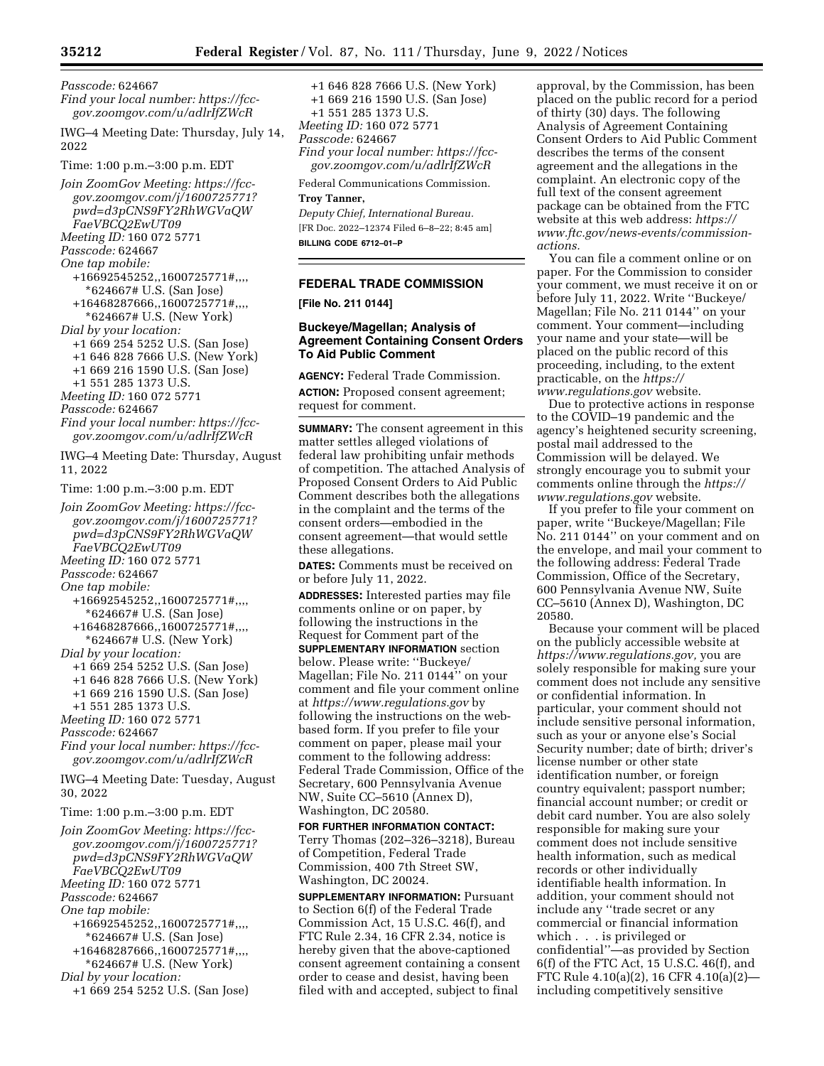*Passcode:* 624667

*Find your local number: https://fcc-gov.zoomgov.com/u/adlrIfZWcR*

IWG–4 Meeting Date: Thursday, July 14, 2022

Time: 1:00 p.m.–3:00 p.m. EDT

*Join ZoomGov Meeting: https://fcc-gov.zoomgov.com/j/1600725771?pwd=d3pCNS9FY2RhWGVaQWFaeVBCQ2EwUT09*

*Meeting ID:* 160 072 5771

*Passcode:* 624667

*One tap mobile:*

+16692545252,,1600725771#,,,,*624667# U.S. (San Jose)

+16468287666,,1600725771#,,,,*624667# U.S. (New York)

*Dial by your location:*

+1 669 254 5252 U.S. (San Jose)

+1 646 828 7666 U.S. (New York)

+1 669 216 1590 U.S. (San Jose)

+1 551 285 1373 U.S.

*Meeting ID:* 160 072 5771

*Passcode:* 624667

*Find your local number: https://fcc-gov.zoomgov.com/u/adlrIfZWcR*

IWG–4 Meeting Date: Thursday, August 11, 2022

Time: 1:00 p.m.–3:00 p.m. EDT

*Join ZoomGov Meeting: https://fcc-gov.zoomgov.com/j/1600725771?pwd=d3pCNS9FY2RhWGVaQWFaeVBCQ2EwUT09*

*Meeting ID:* 160 072 5771

*Passcode:* 624667

*One tap mobile:*

+16692545252,,1600725771#,,,,*624667# U.S. (San Jose)

+16468287666,,1600725771#,,,,*624667# U.S. (New York)

*Dial by your location:*

+1 669 254 5252 U.S. (San Jose)

+1 646 828 7666 U.S. (New York)

+1 669 216 1590 U.S. (San Jose)

+1 551 285 1373 U.S.

*Meeting ID:* 160 072 5771

*Passcode:* 624667

*Find your local number: https://fcc-gov.zoomgov.com/u/adlrIfZWcR*

IWG–4 Meeting Date: Tuesday, August 30, 2022

Time: 1:00 p.m.–3:00 p.m. EDT

*Join ZoomGov Meeting: https://fcc-gov.zoomgov.com/j/1600725771?pwd=d3pCNS9FY2RhWGVaQWFaeVBCQ2EwUT09*

*Meeting ID:* 160 072 5771

*Passcode:* 624667

*One tap mobile:*

+16692545252,,1600725771#,,,,*624667# U.S. (San Jose)

+16468287666,,1600725771#,,,,*624667# U.S. (New York)

*Dial by your location:*

+1 669 254 5252 U.S. (San Jose)

+1 646 828 7666 U.S. (New York)

+1 669 216 1590 U.S. (San Jose)

+1 551 285 1373 U.S.

*Meeting ID:* 160 072 5771

*Passcode:* 624667

*Find your local number: https://fcc-gov.zoomgov.com/u/adlrIfZWcR*

Federal Communications Commission.

**Troy Tanner,**

*Deputy Chief, International Bureau.*

[FR Doc. 2022–12374 Filed 6–8–22; 8:45 am]

**BILLING CODE 6712–01–P**

---

## FEDERAL TRADE COMMISSION

**[File No. 211 0144]**

### Buckeye/Magellan; Analysis of Agreement Containing Consent Orders To Aid Public Comment

**AGENCY:** Federal Trade Commission.

**ACTION:** Proposed consent agreement; request for comment.

**SUMMARY:** The consent agreement in this matter settles alleged violations of federal law prohibiting unfair methods of competition. The attached Analysis of Proposed Consent Orders to Aid Public Comment describes both the allegations in the complaint and the terms of the consent orders—embodied in the consent agreement—that would settle these allegations.

**DATES:** Comments must be received on or before July 11, 2022.

**ADDRESSES:** Interested parties may file comments online or on paper, by following the instructions in the Request for Comment part of the **SUPPLEMENTARY INFORMATION** section below. Please write: ''Buckeye/Magellan; File No. 211 0144'' on your comment and file your comment online at *https://www.regulations.gov* by following the instructions on the web-based form. If you prefer to file your comment on paper, please mail your comment to the following address: Federal Trade Commission, Office of the Secretary, 600 Pennsylvania Avenue NW, Suite CC–5610 (Annex D), Washington, DC 20580.

**FOR FURTHER INFORMATION CONTACT:** Terry Thomas (202–326–3218), Bureau of Competition, Federal Trade Commission, 400 7th Street SW, Washington, DC 20024.

**SUPPLEMENTARY INFORMATION:** Pursuant to Section 6(f) of the Federal Trade Commission Act, 15 U.S.C. 46(f), and FTC Rule 2.34, 16 CFR 2.34, notice is hereby given that the above-captioned consent agreement containing a consent order to cease and desist, having been filed with and accepted, subject to final approval, by the Commission, has been placed on the public record for a period of thirty (30) days. The following Analysis of Agreement Containing Consent Orders to Aid Public Comment describes the terms of the consent agreement and the allegations in the complaint. An electronic copy of the full text of the consent agreement package can be obtained from the FTC website at this web address: *https://www.ftc.gov/news-events/commission-actions.*

You can file a comment online or on paper. For the Commission to consider your comment, we must receive it on or before July 11, 2022. Write ''Buckeye/Magellan; File No. 211 0144'' on your comment. Your comment—including your name and your state—will be placed on the public record of this proceeding, including, to the extent practicable, on the *https://www.regulations.gov* website.

Due to protective actions in response to the COVID–19 pandemic and the agency's heightened security screening, postal mail addressed to the Commission will be delayed. We strongly encourage you to submit your comments online through the *https://www.regulations.gov* website.

If you prefer to file your comment on paper, write ''Buckeye/Magellan; File No. 211 0144'' on your comment and on the envelope, and mail your comment to the following address: Federal Trade Commission, Office of the Secretary, 600 Pennsylvania Avenue NW, Suite CC–5610 (Annex D), Washington, DC 20580.

Because your comment will be placed on the publicly accessible website at *https://www.regulations.gov,* you are solely responsible for making sure your comment does not include any sensitive or confidential information. In particular, your comment should not include sensitive personal information, such as your or anyone else's Social Security number; date of birth; driver's license number or other state identification number, or foreign country equivalent; passport number; financial account number; or credit or debit card number. You are also solely responsible for making sure your comment does not include sensitive health information, such as medical records or other individually identifiable health information. In addition, your comment should not include any ''trade secret or any commercial or financial information which . . . is privileged or confidential''—as provided by Section 6(f) of the FTC Act, 15 U.S.C. 46(f), and FTC Rule 4.10(a)(2), 16 CFR 4.10(a)(2)—including competitively sensitive